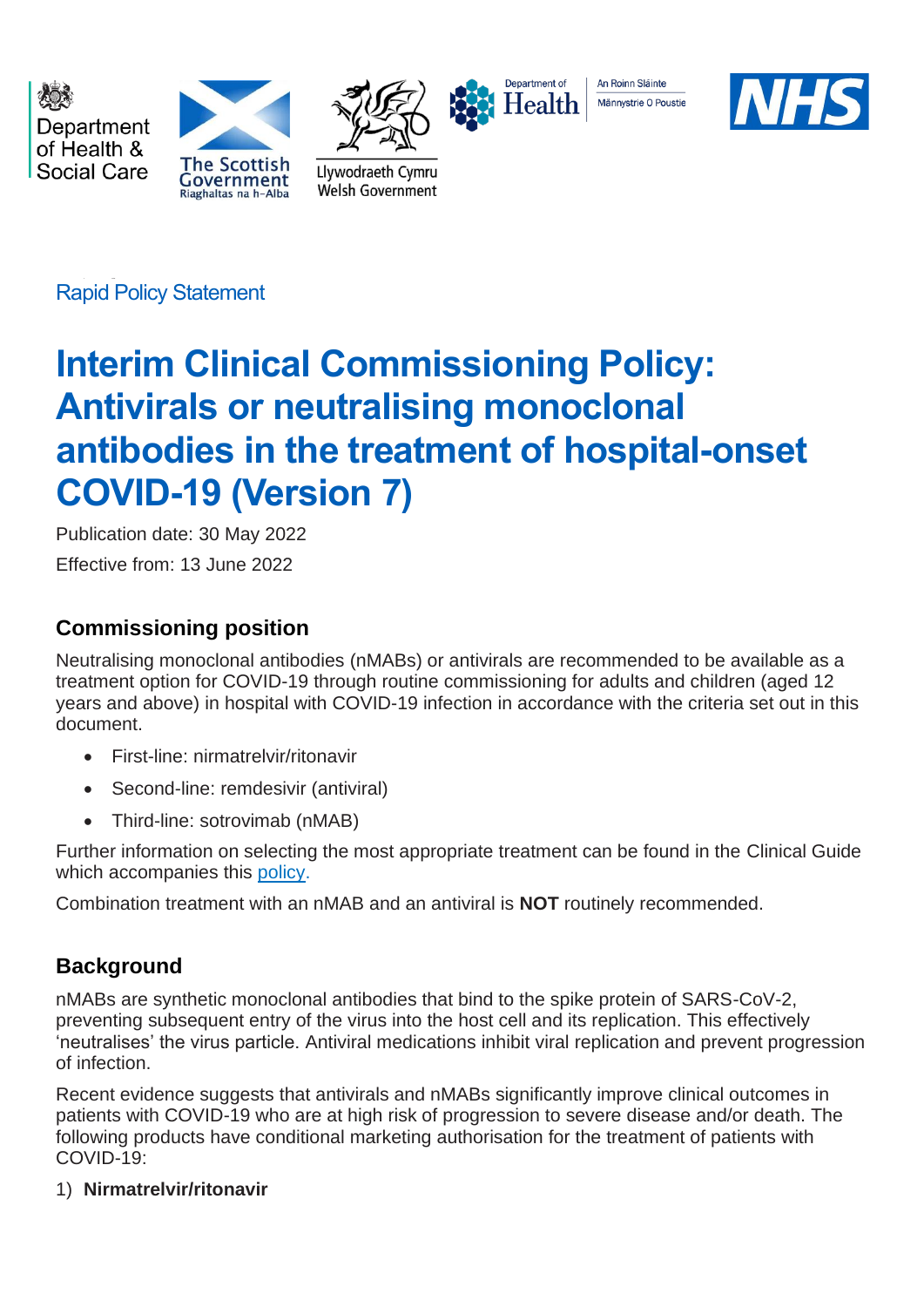Department of Health & Social Care

The Scottish Government
Riaghaltas na h-Alba

Llywodraeth Cymru
Welsh Government

Department of Health
An Roinn Sláinte
Männystrie O Poustie

NHS

Rapid Policy Statement

# Interim Clinical Commissioning Policy: Antivirals or neutralising monoclonal antibodies in the treatment of hospital-onset COVID-19 (Version 7)

Publication date: 30 May 2022

Effective from: 13 June 2022

## Commissioning position

Neutralising monoclonal antibodies (nMABs) or antivirals are recommended to be available as a treatment option for COVID-19 through routine commissioning for adults and children (aged 12 years and above) in hospital with COVID-19 infection in accordance with the criteria set out in this document.

- First-line: nirmatrelvir/ritonavir
- Second-line: remdesivir (antiviral)
- Third-line: sotrovimab (nMAB)

Further information on selecting the most appropriate treatment can be found in the Clinical Guide which accompanies this policy.

Combination treatment with an nMAB and an antiviral is **NOT** routinely recommended.

## Background

nMABs are synthetic monoclonal antibodies that bind to the spike protein of SARS-CoV-2, preventing subsequent entry of the virus into the host cell and its replication. This effectively 'neutralises' the virus particle. Antiviral medications inhibit viral replication and prevent progression of infection.

Recent evidence suggests that antivirals and nMABs significantly improve clinical outcomes in patients with COVID-19 who are at high risk of progression to severe disease and/or death. The following products have conditional marketing authorisation for the treatment of patients with COVID-19:

1) **Nirmatrelvir/ritonavir**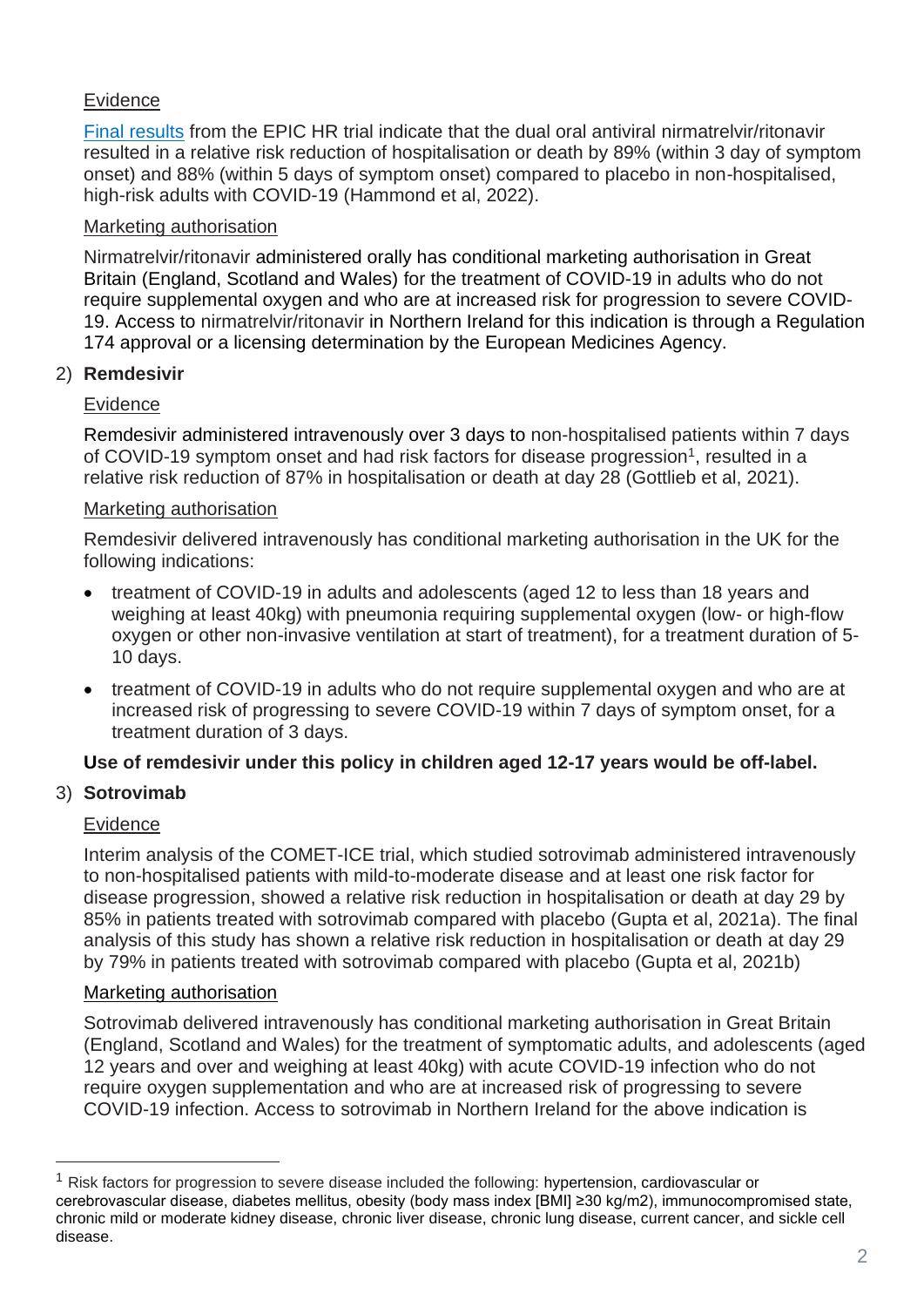Evidence

[Final results](#) from the EPIC HR trial indicate that the dual oral antiviral nirmatrelvir/ritonavir resulted in a relative risk reduction of hospitalisation or death by 89% (within 3 day of symptom onset) and 88% (within 5 days of symptom onset) compared to placebo in non-hospitalised, high-risk adults with COVID-19 (Hammond et al, 2022).

Marketing authorisation

Nirmatrelvir/ritonavir administered orally has conditional marketing authorisation in Great Britain (England, Scotland and Wales) for the treatment of COVID-19 in adults who do not require supplemental oxygen and who are at increased risk for progression to severe COVID-19. Access to nirmatrelvir/ritonavir in Northern Ireland for this indication is through a Regulation 174 approval or a licensing determination by the European Medicines Agency.

2) **Remdesivir**

Evidence

Remdesivir administered intravenously over 3 days to non-hospitalised patients within 7 days of COVID-19 symptom onset and had risk factors for disease progression[1], resulted in a relative risk reduction of 87% in hospitalisation or death at day 28 (Gottlieb et al, 2021).

Marketing authorisation

Remdesivir delivered intravenously has conditional marketing authorisation in the UK for the following indications:

- treatment of COVID-19 in adults and adolescents (aged 12 to less than 18 years and weighing at least 40kg) with pneumonia requiring supplemental oxygen (low- or high-flow oxygen or other non-invasive ventilation at start of treatment), for a treatment duration of 5-10 days.
- treatment of COVID-19 in adults who do not require supplemental oxygen and who are at increased risk of progressing to severe COVID-19 within 7 days of symptom onset, for a treatment duration of 3 days.

**Use of remdesivir under this policy in children aged 12-17 years would be off-label.**

3) **Sotrovimab**

Evidence

Interim analysis of the COMET-ICE trial, which studied sotrovimab administered intravenously to non-hospitalised patients with mild-to-moderate disease and at least one risk factor for disease progression, showed a relative risk reduction in hospitalisation or death at day 29 by 85% in patients treated with sotrovimab compared with placebo (Gupta et al, 2021a). The final analysis of this study has shown a relative risk reduction in hospitalisation or death at day 29 by 79% in patients treated with sotrovimab compared with placebo (Gupta et al, 2021b)

Marketing authorisation

Sotrovimab delivered intravenously has conditional marketing authorisation in Great Britain (England, Scotland and Wales) for the treatment of symptomatic adults, and adolescents (aged 12 years and over and weighing at least 40kg) with acute COVID-19 infection who do not require oxygen supplementation and who are at increased risk of progressing to severe COVID-19 infection. Access to sotrovimab in Northern Ireland for the above indication is

---

[1] Risk factors for progression to severe disease included the following: hypertension, cardiovascular or cerebrovascular disease, diabetes mellitus, obesity (body mass index [BMI] ≥30 kg/m2), immunocompromised state, chronic mild or moderate kidney disease, chronic liver disease, chronic lung disease, current cancer, and sickle cell disease.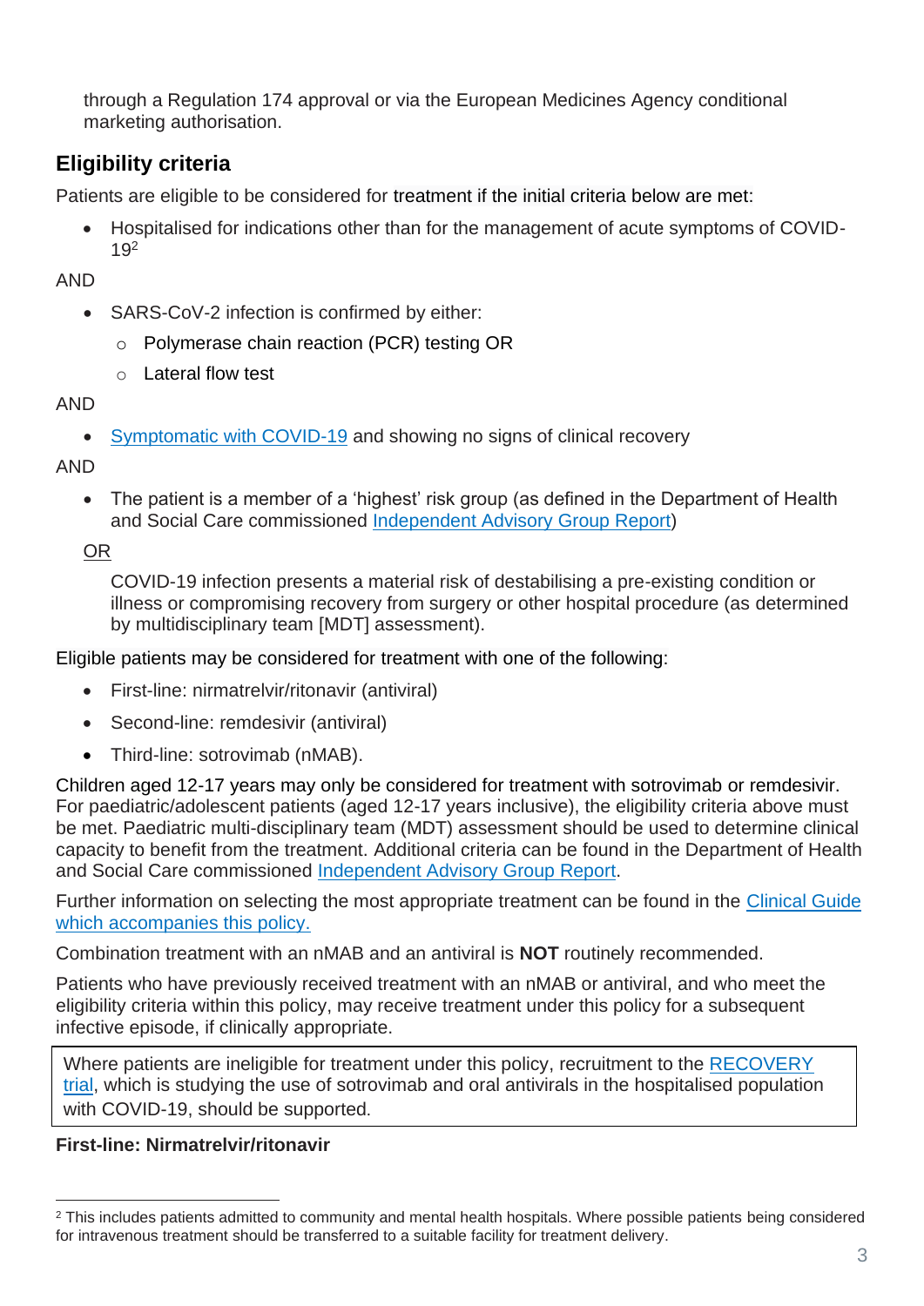through a Regulation 174 approval or via the European Medicines Agency conditional marketing authorisation.

## Eligibility criteria

Patients are eligible to be considered for treatment if the initial criteria below are met:

- Hospitalised for indications other than for the management of acute symptoms of COVID-19[2]

AND

- SARS-CoV-2 infection is confirmed by either:
    - Polymerase chain reaction (PCR) testing OR
    - Lateral flow test

AND

- Symptomatic with COVID-19 and showing no signs of clinical recovery

AND

- The patient is a member of a 'highest' risk group (as defined in the Department of Health and Social Care commissioned Independent Advisory Group Report)

  OR

  COVID-19 infection presents a material risk of destabilising a pre-existing condition or illness or compromising recovery from surgery or other hospital procedure (as determined by multidisciplinary team [MDT] assessment).

Eligible patients may be considered for treatment with one of the following:

- First-line: nirmatrelvir/ritonavir (antiviral)
- Second-line: remdesivir (antiviral)
- Third-line: sotrovimab (nMAB).

Children aged 12-17 years may only be considered for treatment with sotrovimab or remdesivir. For paediatric/adolescent patients (aged 12-17 years inclusive), the eligibility criteria above must be met. Paediatric multi-disciplinary team (MDT) assessment should be used to determine clinical capacity to benefit from the treatment. Additional criteria can be found in the Department of Health and Social Care commissioned Independent Advisory Group Report.

Further information on selecting the most appropriate treatment can be found in the Clinical Guide which accompanies this policy.

Combination treatment with an nMAB and an antiviral is **NOT** routinely recommended.

Patients who have previously received treatment with an nMAB or antiviral, and who meet the eligibility criteria within this policy, may receive treatment under this policy for a subsequent infective episode, if clinically appropriate.

Where patients are ineligible for treatment under this policy, recruitment to the RECOVERY trial, which is studying the use of sotrovimab and oral antivirals in the hospitalised population with COVID-19, should be supported.

**First-line: Nirmatrelvir/ritonavir**

[2] This includes patients admitted to community and mental health hospitals. Where possible patients being considered for intravenous treatment should be transferred to a suitable facility for treatment delivery.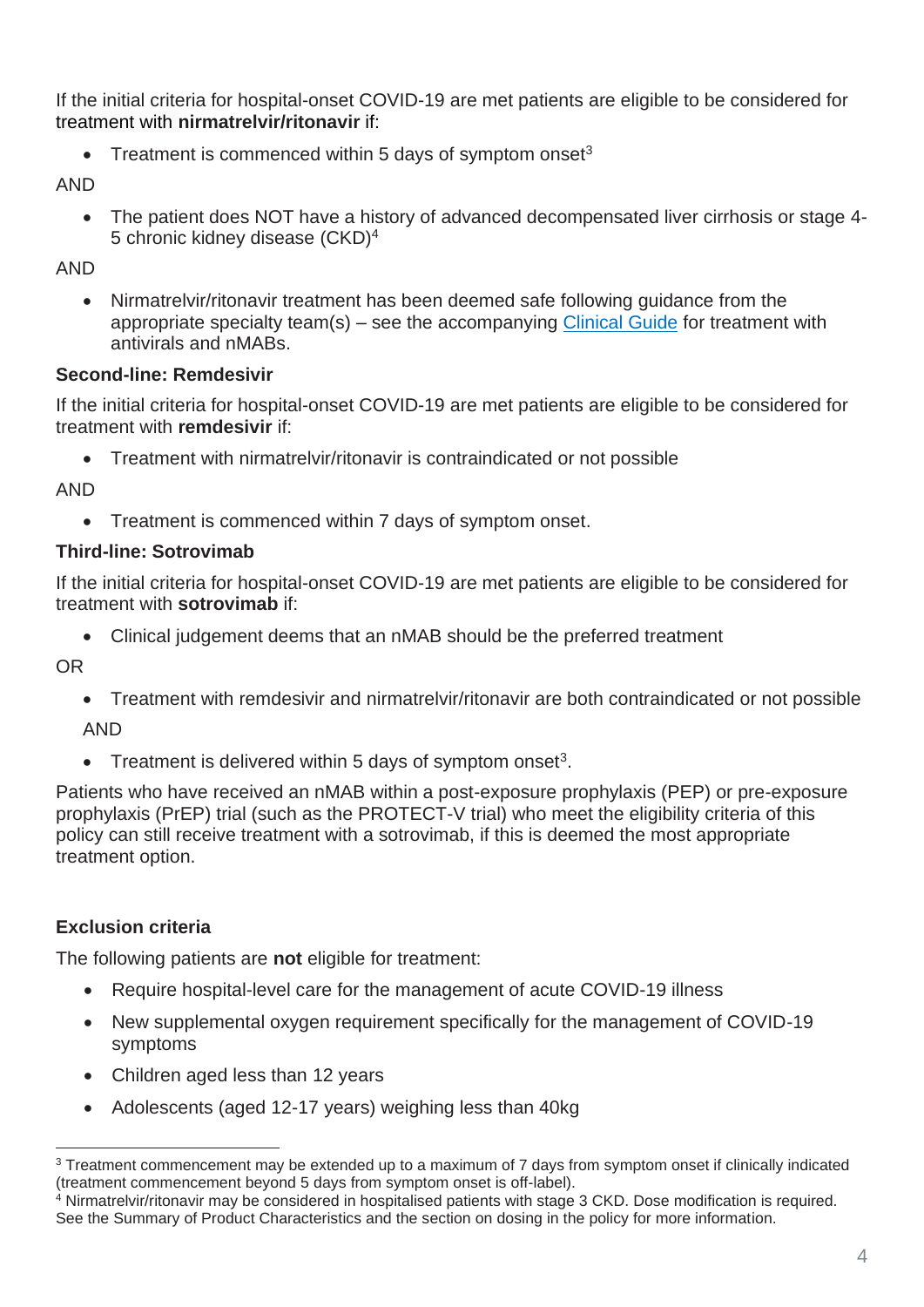If the initial criteria for hospital-onset COVID-19 are met patients are eligible to be considered for treatment with **nirmatrelvir/ritonavir** if:

- Treatment is commenced within 5 days of symptom onset[3]

AND

- The patient does NOT have a history of advanced decompensated liver cirrhosis or stage 4-5 chronic kidney disease (CKD)[4]

AND

- Nirmatrelvir/ritonavir treatment has been deemed safe following guidance from the appropriate specialty team(s) – see the accompanying Clinical Guide for treatment with antivirals and nMABs.

**Second-line: Remdesivir**

If the initial criteria for hospital-onset COVID-19 are met patients are eligible to be considered for treatment with **remdesivir** if:

- Treatment with nirmatrelvir/ritonavir is contraindicated or not possible

AND

- Treatment is commenced within 7 days of symptom onset.

**Third-line: Sotrovimab**

If the initial criteria for hospital-onset COVID-19 are met patients are eligible to be considered for treatment with **sotrovimab** if:

- Clinical judgement deems that an nMAB should be the preferred treatment

OR

- Treatment with remdesivir and nirmatrelvir/ritonavir are both contraindicated or not possible

  AND

- Treatment is delivered within 5 days of symptom onset[3].

Patients who have received an nMAB within a post-exposure prophylaxis (PEP) or pre-exposure prophylaxis (PrEP) trial (such as the PROTECT-V trial) who meet the eligibility criteria of this policy can still receive treatment with a sotrovimab, if this is deemed the most appropriate treatment option.

**Exclusion criteria**

The following patients are **not** eligible for treatment:

- Require hospital-level care for the management of acute COVID-19 illness
- New supplemental oxygen requirement specifically for the management of COVID-19 symptoms
- Children aged less than 12 years
- Adolescents (aged 12-17 years) weighing less than 40kg

---

[3] Treatment commencement may be extended up to a maximum of 7 days from symptom onset if clinically indicated (treatment commencement beyond 5 days from symptom onset is off-label).

[4] Nirmatrelvir/ritonavir may be considered in hospitalised patients with stage 3 CKD. Dose modification is required. See the Summary of Product Characteristics and the section on dosing in the policy for more information.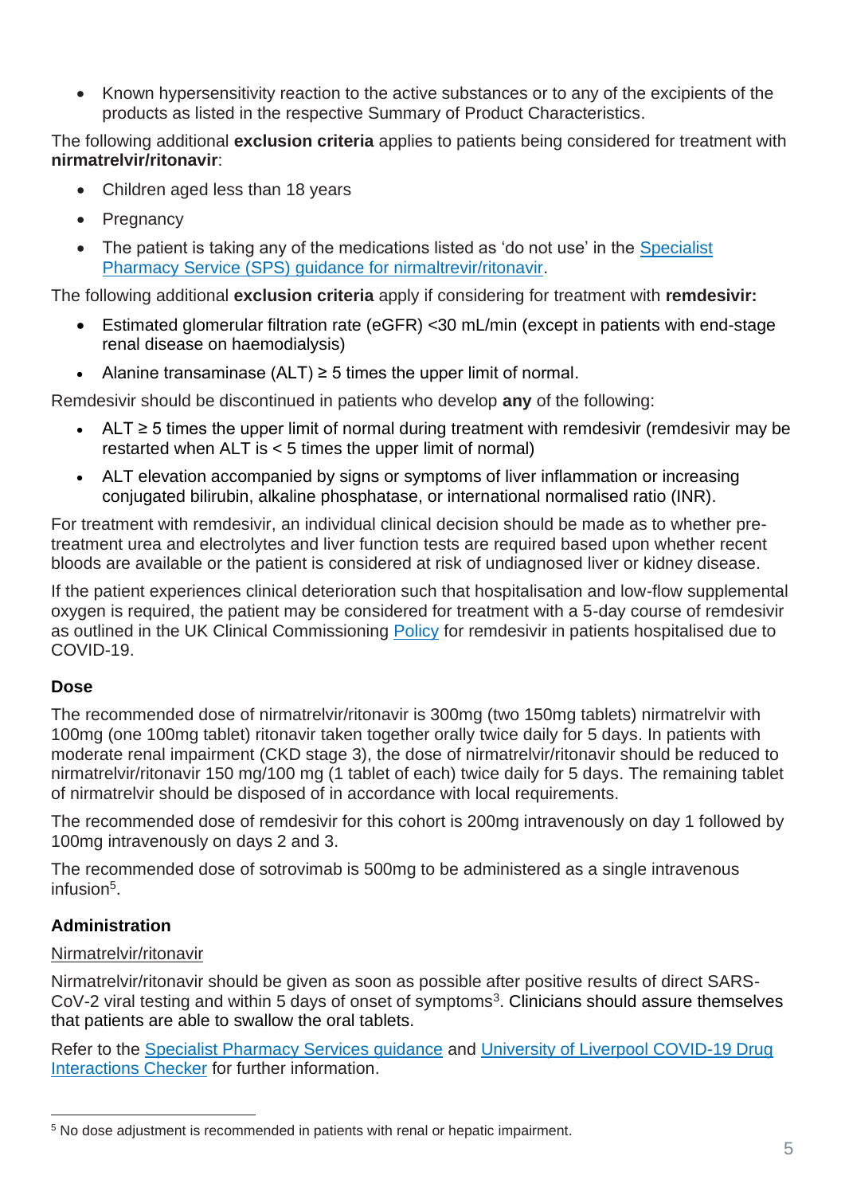- Known hypersensitivity reaction to the active substances or to any of the excipients of the products as listed in the respective Summary of Product Characteristics.

The following additional **exclusion criteria** applies to patients being considered for treatment with **nirmatrelvir/ritonavir**:

- Children aged less than 18 years
- Pregnancy
- The patient is taking any of the medications listed as 'do not use' in the Specialist Pharmacy Service (SPS) guidance for nirmaltrevir/ritonavir.

The following additional **exclusion criteria** apply if considering for treatment with **remdesivir:**

- Estimated glomerular filtration rate (eGFR) <30 mL/min (except in patients with end-stage renal disease on haemodialysis)
- Alanine transaminase (ALT) ≥ 5 times the upper limit of normal.

Remdesivir should be discontinued in patients who develop **any** of the following:

- ALT ≥ 5 times the upper limit of normal during treatment with remdesivir (remdesivir may be restarted when ALT is < 5 times the upper limit of normal)
- ALT elevation accompanied by signs or symptoms of liver inflammation or increasing conjugated bilirubin, alkaline phosphatase, or international normalised ratio (INR).

For treatment with remdesivir, an individual clinical decision should be made as to whether pre-treatment urea and electrolytes and liver function tests are required based upon whether recent bloods are available or the patient is considered at risk of undiagnosed liver or kidney disease.

If the patient experiences clinical deterioration such that hospitalisation and low-flow supplemental oxygen is required, the patient may be considered for treatment with a 5-day course of remdesivir as outlined in the UK Clinical Commissioning Policy for remdesivir in patients hospitalised due to COVID-19.

### Dose

The recommended dose of nirmatrelvir/ritonavir is 300mg (two 150mg tablets) nirmatrelvir with 100mg (one 100mg tablet) ritonavir taken together orally twice daily for 5 days. In patients with moderate renal impairment (CKD stage 3), the dose of nirmatrelvir/ritonavir should be reduced to nirmatrelvir/ritonavir 150 mg/100 mg (1 tablet of each) twice daily for 5 days. The remaining tablet of nirmatrelvir should be disposed of in accordance with local requirements.

The recommended dose of remdesivir for this cohort is 200mg intravenously on day 1 followed by 100mg intravenously on days 2 and 3.

The recommended dose of sotrovimab is 500mg to be administered as a single intravenous infusion[5].

### Administration

Nirmatrelvir/ritonavir

Nirmatrelvir/ritonavir should be given as soon as possible after positive results of direct SARS-CoV-2 viral testing and within 5 days of onset of symptoms[3]. Clinicians should assure themselves that patients are able to swallow the oral tablets.

Refer to the Specialist Pharmacy Services guidance and University of Liverpool COVID-19 Drug Interactions Checker for further information.

---

[5] No dose adjustment is recommended in patients with renal or hepatic impairment.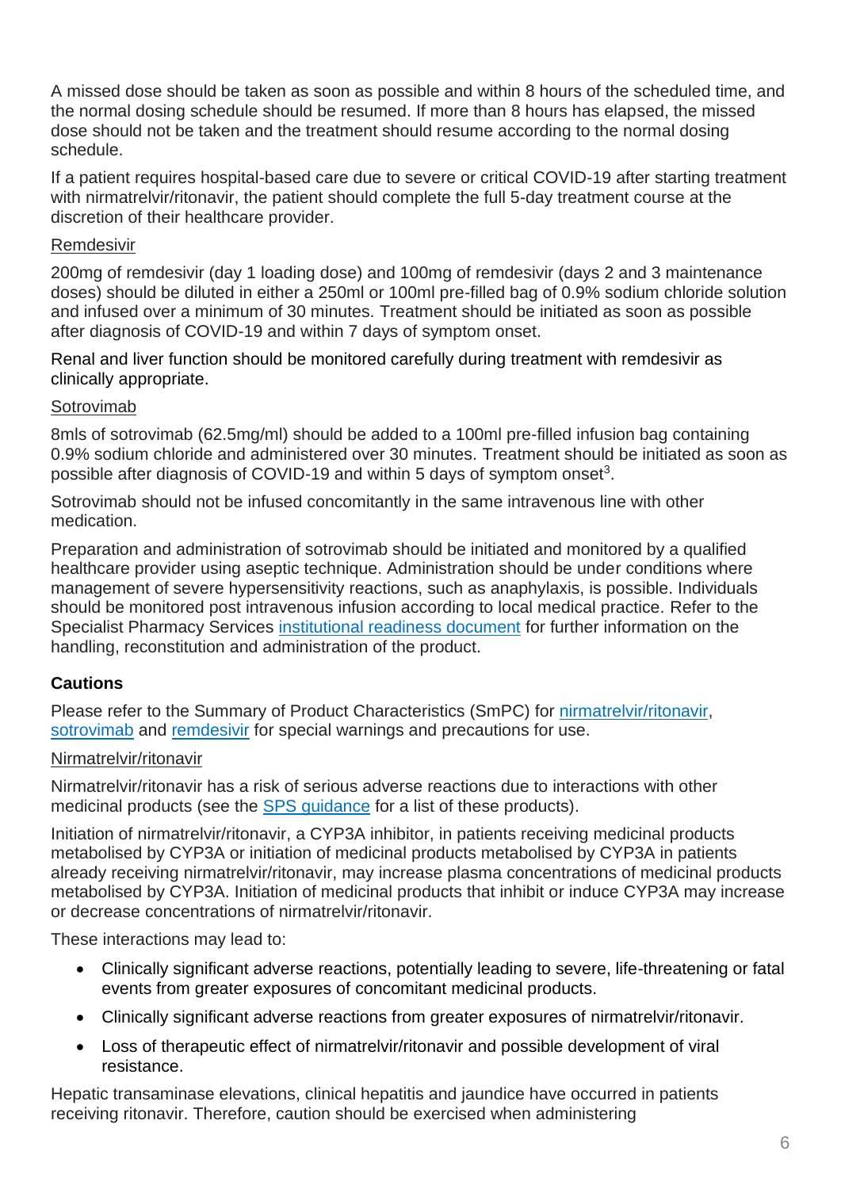A missed dose should be taken as soon as possible and within 8 hours of the scheduled time, and the normal dosing schedule should be resumed. If more than 8 hours has elapsed, the missed dose should not be taken and the treatment should resume according to the normal dosing schedule.

If a patient requires hospital-based care due to severe or critical COVID-19 after starting treatment with nirmatrelvir/ritonavir, the patient should complete the full 5-day treatment course at the discretion of their healthcare provider.

Remdesivir

200mg of remdesivir (day 1 loading dose) and 100mg of remdesivir (days 2 and 3 maintenance doses) should be diluted in either a 250ml or 100ml pre-filled bag of 0.9% sodium chloride solution and infused over a minimum of 30 minutes. Treatment should be initiated as soon as possible after diagnosis of COVID-19 and within 7 days of symptom onset.

Renal and liver function should be monitored carefully during treatment with remdesivir as clinically appropriate.

Sotrovimab

8mls of sotrovimab (62.5mg/ml) should be added to a 100ml pre-filled infusion bag containing 0.9% sodium chloride and administered over 30 minutes. Treatment should be initiated as soon as possible after diagnosis of COVID-19 and within 5 days of symptom onset[3].

Sotrovimab should not be infused concomitantly in the same intravenous line with other medication.

Preparation and administration of sotrovimab should be initiated and monitored by a qualified healthcare provider using aseptic technique. Administration should be under conditions where management of severe hypersensitivity reactions, such as anaphylaxis, is possible. Individuals should be monitored post intravenous infusion according to local medical practice. Refer to the Specialist Pharmacy Services institutional readiness document for further information on the handling, reconstitution and administration of the product.

**Cautions**

Please refer to the Summary of Product Characteristics (SmPC) for nirmatrelvir/ritonavir, sotrovimab and remdesivir for special warnings and precautions for use.

Nirmatrelvir/ritonavir

Nirmatrelvir/ritonavir has a risk of serious adverse reactions due to interactions with other medicinal products (see the SPS guidance for a list of these products).

Initiation of nirmatrelvir/ritonavir, a CYP3A inhibitor, in patients receiving medicinal products metabolised by CYP3A or initiation of medicinal products metabolised by CYP3A in patients already receiving nirmatrelvir/ritonavir, may increase plasma concentrations of medicinal products metabolised by CYP3A. Initiation of medicinal products that inhibit or induce CYP3A may increase or decrease concentrations of nirmatrelvir/ritonavir.

These interactions may lead to:

- Clinically significant adverse reactions, potentially leading to severe, life-threatening or fatal events from greater exposures of concomitant medicinal products.
- Clinically significant adverse reactions from greater exposures of nirmatrelvir/ritonavir.
- Loss of therapeutic effect of nirmatrelvir/ritonavir and possible development of viral resistance.

Hepatic transaminase elevations, clinical hepatitis and jaundice have occurred in patients receiving ritonavir. Therefore, caution should be exercised when administering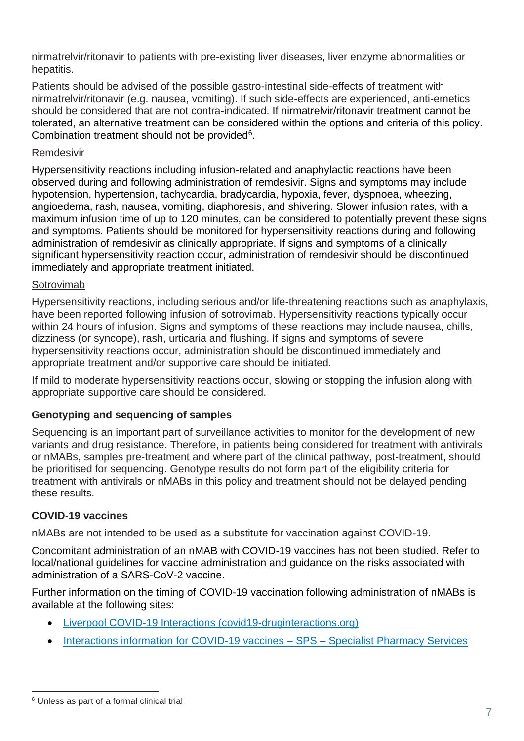nirmatrelvir/ritonavir to patients with pre-existing liver diseases, liver enzyme abnormalities or hepatitis.

Patients should be advised of the possible gastro-intestinal side-effects of treatment with nirmatrelvir/ritonavir (e.g. nausea, vomiting). If such side-effects are experienced, anti-emetics should be considered that are not contra-indicated. If nirmatrelvir/ritonavir treatment cannot be tolerated, an alternative treatment can be considered within the options and criteria of this policy. Combination treatment should not be provided[6].

Remdesivir

Hypersensitivity reactions including infusion-related and anaphylactic reactions have been observed during and following administration of remdesivir. Signs and symptoms may include hypotension, hypertension, tachycardia, bradycardia, hypoxia, fever, dyspnoea, wheezing, angioedema, rash, nausea, vomiting, diaphoresis, and shivering. Slower infusion rates, with a maximum infusion time of up to 120 minutes, can be considered to potentially prevent these signs and symptoms. Patients should be monitored for hypersensitivity reactions during and following administration of remdesivir as clinically appropriate. If signs and symptoms of a clinically significant hypersensitivity reaction occur, administration of remdesivir should be discontinued immediately and appropriate treatment initiated.

Sotrovimab

Hypersensitivity reactions, including serious and/or life-threatening reactions such as anaphylaxis, have been reported following infusion of sotrovimab. Hypersensitivity reactions typically occur within 24 hours of infusion. Signs and symptoms of these reactions may include nausea, chills, dizziness (or syncope), rash, urticaria and flushing. If signs and symptoms of severe hypersensitivity reactions occur, administration should be discontinued immediately and appropriate treatment and/or supportive care should be initiated.

If mild to moderate hypersensitivity reactions occur, slowing or stopping the infusion along with appropriate supportive care should be considered.

**Genotyping and sequencing of samples**

Sequencing is an important part of surveillance activities to monitor for the development of new variants and drug resistance. Therefore, in patients being considered for treatment with antivirals or nMABs, samples pre-treatment and where part of the clinical pathway, post-treatment, should be prioritised for sequencing. Genotype results do not form part of the eligibility criteria for treatment with antivirals or nMABs in this policy and treatment should not be delayed pending these results.

**COVID-19 vaccines**

nMABs are not intended to be used as a substitute for vaccination against COVID-19.

Concomitant administration of an nMAB with COVID-19 vaccines has not been studied. Refer to local/national guidelines for vaccine administration and guidance on the risks associated with administration of a SARS-CoV-2 vaccine.

Further information on the timing of COVID-19 vaccination following administration of nMABs is available at the following sites:

- Liverpool COVID-19 Interactions (covid19-druginteractions.org)
- Interactions information for COVID-19 vaccines – SPS – Specialist Pharmacy Services

[6] Unless as part of a formal clinical trial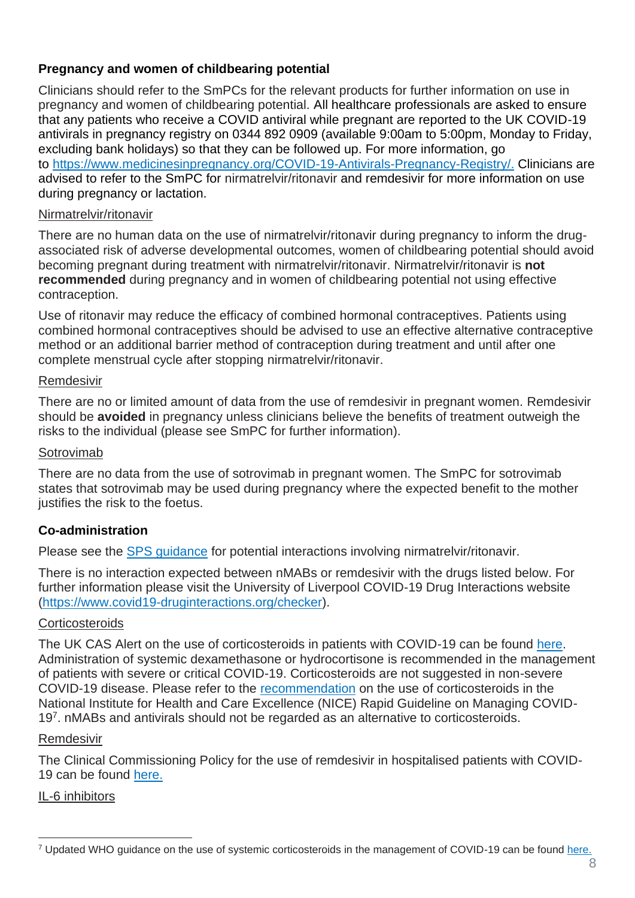### Pregnancy and women of childbearing potential

Clinicians should refer to the SmPCs for the relevant products for further information on use in pregnancy and women of childbearing potential. All healthcare professionals are asked to ensure that any patients who receive a COVID antiviral while pregnant are reported to the UK COVID-19 antivirals in pregnancy registry on 0344 892 0909 (available 9:00am to 5:00pm, Monday to Friday, excluding bank holidays) so that they can be followed up. For more information, go to [https://www.medicinesinpregnancy.org/COVID-19-Antivirals-Pregnancy-Registry/.](https://www.medicinesinpregnancy.org/COVID-19-Antivirals-Pregnancy-Registry/) Clinicians are advised to refer to the SmPC for nirmatrelvir/ritonavir and remdesivir for more information on use during pregnancy or lactation.

Nirmatrelvir/ritonavir

There are no human data on the use of nirmatrelvir/ritonavir during pregnancy to inform the drug-associated risk of adverse developmental outcomes, women of childbearing potential should avoid becoming pregnant during treatment with nirmatrelvir/ritonavir. Nirmatrelvir/ritonavir is **not recommended** during pregnancy and in women of childbearing potential not using effective contraception.

Use of ritonavir may reduce the efficacy of combined hormonal contraceptives. Patients using combined hormonal contraceptives should be advised to use an effective alternative contraceptive method or an additional barrier method of contraception during treatment and until after one complete menstrual cycle after stopping nirmatrelvir/ritonavir.

Remdesivir

There are no or limited amount of data from the use of remdesivir in pregnant women. Remdesivir should be **avoided** in pregnancy unless clinicians believe the benefits of treatment outweigh the risks to the individual (please see SmPC for further information).

Sotrovimab

There are no data from the use of sotrovimab in pregnant women. The SmPC for sotrovimab states that sotrovimab may be used during pregnancy where the expected benefit to the mother justifies the risk to the foetus.

### Co-administration

Please see the SPS guidance for potential interactions involving nirmatrelvir/ritonavir.

There is no interaction expected between nMABs or remdesivir with the drugs listed below. For further information please visit the University of Liverpool COVID-19 Drug Interactions website ([https://www.covid19-druginteractions.org/checker](https://www.covid19-druginteractions.org/checker)).

Corticosteroids

The UK CAS Alert on the use of corticosteroids in patients with COVID-19 can be found here. Administration of systemic dexamethasone or hydrocortisone is recommended in the management of patients with severe or critical COVID-19. Corticosteroids are not suggested in non-severe COVID-19 disease. Please refer to the recommendation on the use of corticosteroids in the National Institute for Health and Care Excellence (NICE) Rapid Guideline on Managing COVID-19[7]. nMABs and antivirals should not be regarded as an alternative to corticosteroids.

Remdesivir

The Clinical Commissioning Policy for the use of remdesivir in hospitalised patients with COVID-19 can be found here.

IL-6 inhibitors

---

[7] Updated WHO guidance on the use of systemic corticosteroids in the management of COVID-19 can be found here.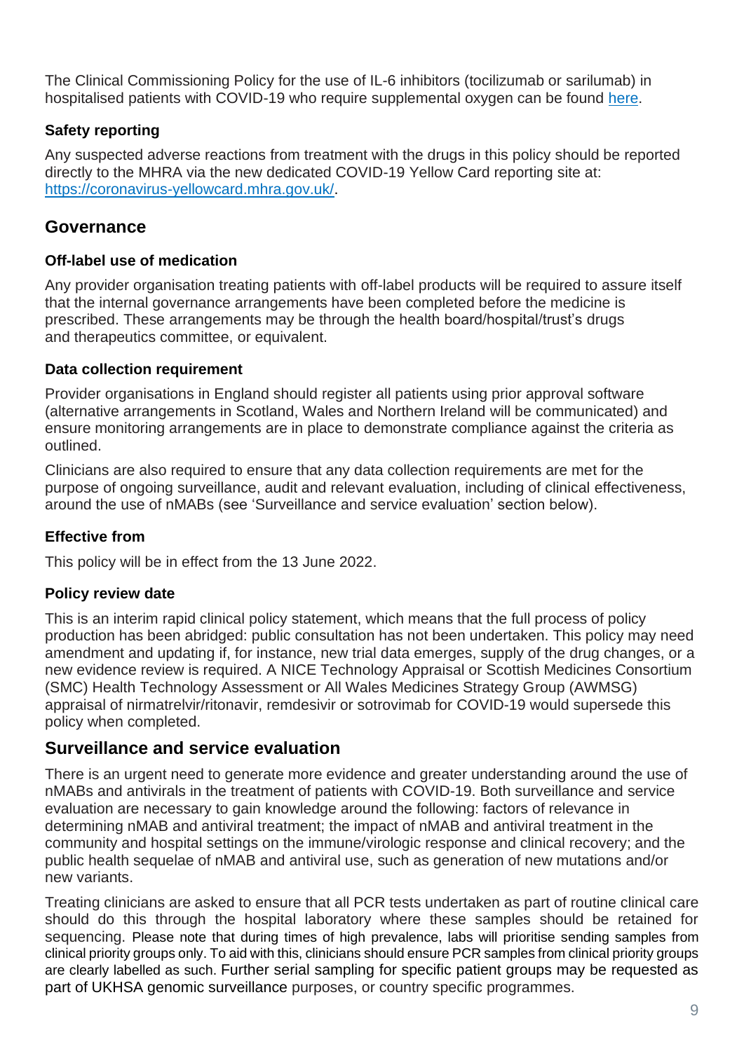The Clinical Commissioning Policy for the use of IL-6 inhibitors (tocilizumab or sarilumab) in hospitalised patients with COVID-19 who require supplemental oxygen can be found here.

### Safety reporting

Any suspected adverse reactions from treatment with the drugs in this policy should be reported directly to the MHRA via the new dedicated COVID-19 Yellow Card reporting site at: https://coronavirus-yellowcard.mhra.gov.uk/.

## Governance

### Off-label use of medication

Any provider organisation treating patients with off-label products will be required to assure itself that the internal governance arrangements have been completed before the medicine is prescribed. These arrangements may be through the health board/hospital/trust's drugs and therapeutics committee, or equivalent.

### Data collection requirement

Provider organisations in England should register all patients using prior approval software (alternative arrangements in Scotland, Wales and Northern Ireland will be communicated) and ensure monitoring arrangements are in place to demonstrate compliance against the criteria as outlined.

Clinicians are also required to ensure that any data collection requirements are met for the purpose of ongoing surveillance, audit and relevant evaluation, including of clinical effectiveness, around the use of nMABs (see 'Surveillance and service evaluation' section below).

### Effective from

This policy will be in effect from the 13 June 2022.

### Policy review date

This is an interim rapid clinical policy statement, which means that the full process of policy production has been abridged: public consultation has not been undertaken. This policy may need amendment and updating if, for instance, new trial data emerges, supply of the drug changes, or a new evidence review is required. A NICE Technology Appraisal or Scottish Medicines Consortium (SMC) Health Technology Assessment or All Wales Medicines Strategy Group (AWMSG) appraisal of nirmatrelvir/ritonavir, remdesivir or sotrovimab for COVID-19 would supersede this policy when completed.

## Surveillance and service evaluation

There is an urgent need to generate more evidence and greater understanding around the use of nMABs and antivirals in the treatment of patients with COVID-19. Both surveillance and service evaluation are necessary to gain knowledge around the following: factors of relevance in determining nMAB and antiviral treatment; the impact of nMAB and antiviral treatment in the community and hospital settings on the immune/virologic response and clinical recovery; and the public health sequelae of nMAB and antiviral use, such as generation of new mutations and/or new variants.

Treating clinicians are asked to ensure that all PCR tests undertaken as part of routine clinical care should do this through the hospital laboratory where these samples should be retained for sequencing. Please note that during times of high prevalence, labs will prioritise sending samples from clinical priority groups only. To aid with this, clinicians should ensure PCR samples from clinical priority groups are clearly labelled as such. Further serial sampling for specific patient groups may be requested as part of UKHSA genomic surveillance purposes, or country specific programmes.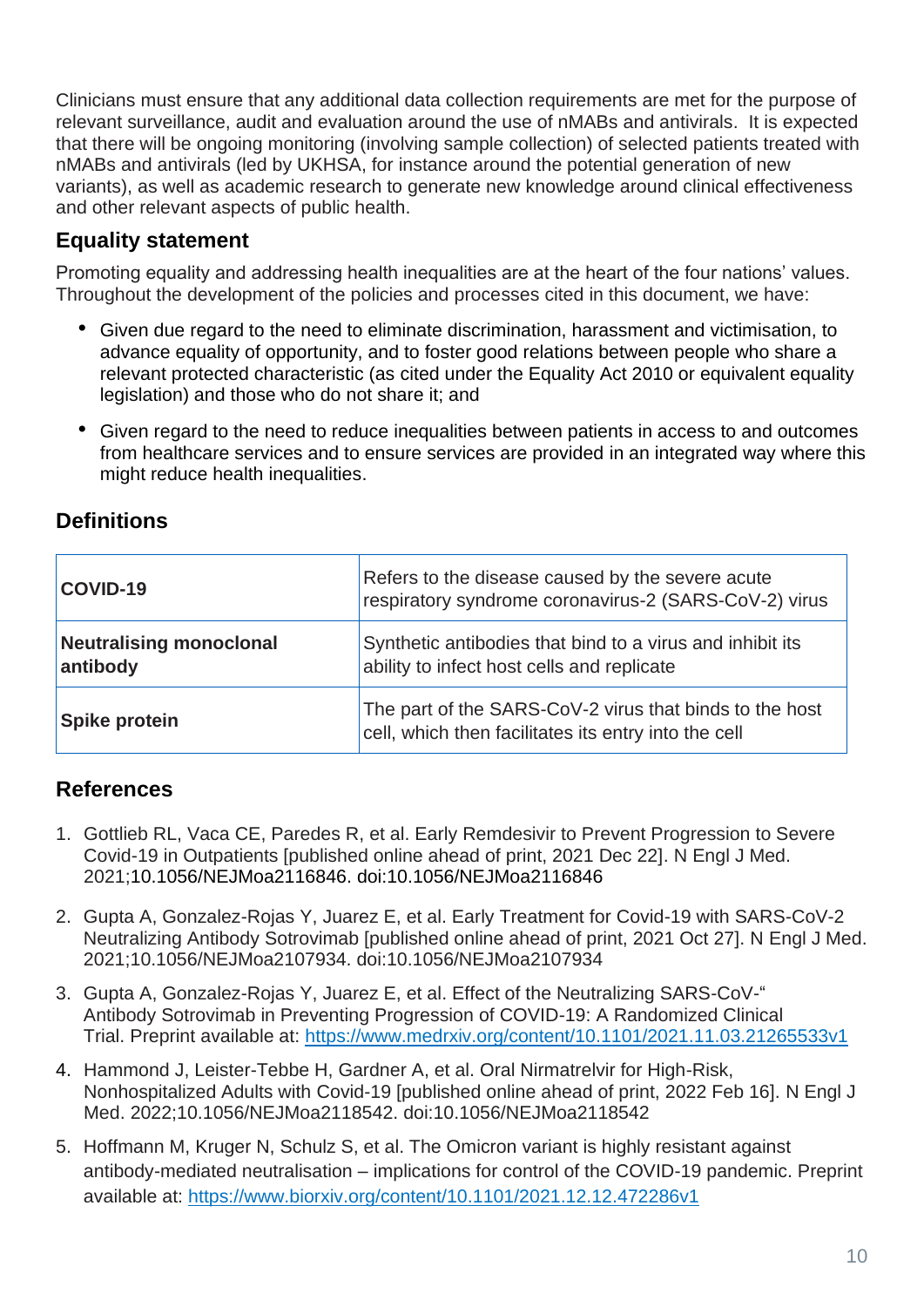Clinicians must ensure that any additional data collection requirements are met for the purpose of relevant surveillance, audit and evaluation around the use of nMABs and antivirals. It is expected that there will be ongoing monitoring (involving sample collection) of selected patients treated with nMABs and antivirals (led by UKHSA, for instance around the potential generation of new variants), as well as academic research to generate new knowledge around clinical effectiveness and other relevant aspects of public health.

## Equality statement

Promoting equality and addressing health inequalities are at the heart of the four nations' values. Throughout the development of the policies and processes cited in this document, we have:

- Given due regard to the need to eliminate discrimination, harassment and victimisation, to advance equality of opportunity, and to foster good relations between people who share a relevant protected characteristic (as cited under the Equality Act 2010 or equivalent equality legislation) and those who do not share it; and
- Given regard to the need to reduce inequalities between patients in access to and outcomes from healthcare services and to ensure services are provided in an integrated way where this might reduce health inequalities.

## Definitions

| | |
|---|---|
| **COVID-19** | Refers to the disease caused by the severe acute respiratory syndrome coronavirus-2 (SARS-CoV-2) virus |
| **Neutralising monoclonal antibody** | Synthetic antibodies that bind to a virus and inhibit its ability to infect host cells and replicate |
| **Spike protein** | The part of the SARS-CoV-2 virus that binds to the host cell, which then facilitates its entry into the cell |

## References

1. Gottlieb RL, Vaca CE, Paredes R, et al. Early Remdesivir to Prevent Progression to Severe Covid-19 in Outpatients [published online ahead of print, 2021 Dec 22]. N Engl J Med. 2021;10.1056/NEJMoa2116846. doi:10.1056/NEJMoa2116846
2. Gupta A, Gonzalez-Rojas Y, Juarez E, et al. Early Treatment for Covid-19 with SARS-CoV-2 Neutralizing Antibody Sotrovimab [published online ahead of print, 2021 Oct 27]. N Engl J Med. 2021;10.1056/NEJMoa2107934. doi:10.1056/NEJMoa2107934
3. Gupta A, Gonzalez-Rojas Y, Juarez E, et al. Effect of the Neutralizing SARS-CoV-" Antibody Sotrovimab in Preventing Progression of COVID-19: A Randomized Clinical Trial. Preprint available at: https://www.medrxiv.org/content/10.1101/2021.11.03.21265533v1
4. Hammond J, Leister-Tebbe H, Gardner A, et al. Oral Nirmatrelvir for High-Risk, Nonhospitalized Adults with Covid-19 [published online ahead of print, 2022 Feb 16]. N Engl J Med. 2022;10.1056/NEJMoa2118542. doi:10.1056/NEJMoa2118542
5. Hoffmann M, Kruger N, Schulz S, et al. The Omicron variant is highly resistant against antibody-mediated neutralisation – implications for control of the COVID-19 pandemic. Preprint available at: https://www.biorxiv.org/content/10.1101/2021.12.12.472286v1